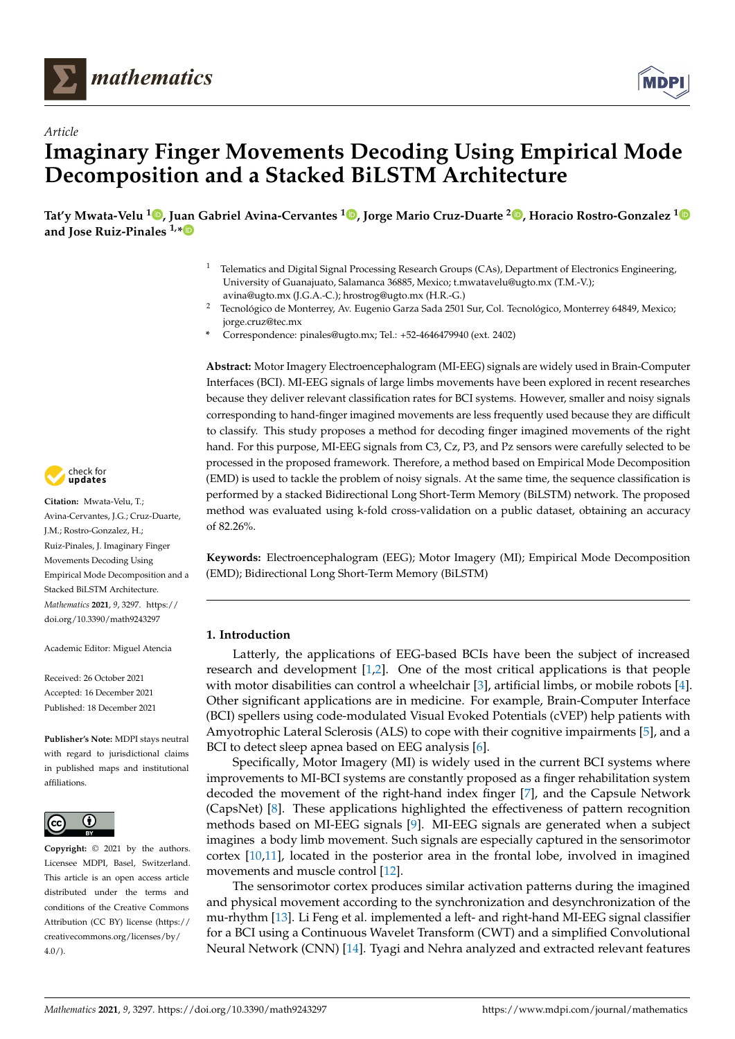*Article*

# Imaginary Finger Movements Decoding Using Empirical Mode Decomposition and a Stacked BiLSTM Architecture

**Tat'y Mwata-Velu [1], Juan Gabriel Avina-Cervantes [1], Jorge Mario Cruz-Duarte [2], Horacio Rostro-Gonzalez [1] and Jose Ruiz-Pinales [1,*]**

[1] Telematics and Digital Signal Processing Research Groups (CAs), Department of Electronics Engineering, University of Guanajuato, Salamanca 36885, Mexico; t.mwatavelu@ugto.mx (T.M.-V.); avina@ugto.mx (J.G.A.-C.); hrostrog@ugto.mx (H.R.-G.)

[2] Tecnológico de Monterrey, Av. Eugenio Garza Sada 2501 Sur, Col. Tecnológico, Monterrey 64849, Mexico; jorge.cruz@tec.mx

\* Correspondence: pinales@ugto.mx; Tel.: +52-4646479940 (ext. 2402)

**Abstract:** Motor Imagery Electroencephalogram (MI-EEG) signals are widely used in Brain-Computer Interfaces (BCI). MI-EEG signals of large limbs movements have been explored in recent researches because they deliver relevant classification rates for BCI systems. However, smaller and noisy signals corresponding to hand-finger imagined movements are less frequently used because they are difficult to classify. This study proposes a method for decoding finger imagined movements of the right hand. For this purpose, MI-EEG signals from C3, Cz, P3, and Pz sensors were carefully selected to be processed in the proposed framework. Therefore, a method based on Empirical Mode Decomposition (EMD) is used to tackle the problem of noisy signals. At the same time, the sequence classification is performed by a stacked Bidirectional Long Short-Term Memory (BiLSTM) network. The proposed method was evaluated using k-fold cross-validation on a public dataset, obtaining an accuracy of 82.26%.

**Keywords:** Electroencephalogram (EEG); Motor Imagery (MI); Empirical Mode Decomposition (EMD); Bidirectional Long Short-Term Memory (BiLSTM)

**Citation:** Mwata-Velu, T.; Avina-Cervantes, J.G.; Cruz-Duarte, J.M.; Rostro-Gonzalez, H.; Ruiz-Pinales, J. Imaginary Finger Movements Decoding Using Empirical Mode Decomposition and a Stacked BiLSTM Architecture. *Mathematics* **2021**, *9*, 3297. https://doi.org/10.3390/math9243297

Academic Editor: Miguel Atencia

Received: 26 October 2021
Accepted: 16 December 2021
Published: 18 December 2021

**Publisher's Note:** MDPI stays neutral with regard to jurisdictional claims in published maps and institutional affiliations.

**Copyright:** © 2021 by the authors. Licensee MDPI, Basel, Switzerland. This article is an open access article distributed under the terms and conditions of the Creative Commons Attribution (CC BY) license (https://creativecommons.org/licenses/by/4.0/).

## 1. Introduction

Latterly, the applications of EEG-based BCIs have been the subject of increased research and development [1,2]. One of the most critical applications is that people with motor disabilities can control a wheelchair [3], artificial limbs, or mobile robots [4]. Other significant applications are in medicine. For example, Brain-Computer Interface (BCI) spellers using code-modulated Visual Evoked Potentials (cVEP) help patients with Amyotrophic Lateral Sclerosis (ALS) to cope with their cognitive impairments [5], and a BCI to detect sleep apnea based on EEG analysis [6].

Specifically, Motor Imagery (MI) is widely used in the current BCI systems where improvements to MI-BCI systems are constantly proposed as a finger rehabilitation system decoded the movement of the right-hand index finger [7], and the Capsule Network (CapsNet) [8]. These applications highlighted the effectiveness of pattern recognition methods based on MI-EEG signals [9]. MI-EEG signals are generated when a subject imagines a body limb movement. Such signals are especially captured in the sensorimotor cortex [10,11], located in the posterior area in the frontal lobe, involved in imagined movements and muscle control [12].

The sensorimotor cortex produces similar activation patterns during the imagined and physical movement according to the synchronization and desynchronization of the mu-rhythm [13]. Li Feng et al. implemented a left- and right-hand MI-EEG signal classifier for a BCI using a Continuous Wavelet Transform (CWT) and a simplified Convolutional Neural Network (CNN) [14]. Tyagi and Nehra analyzed and extracted relevant features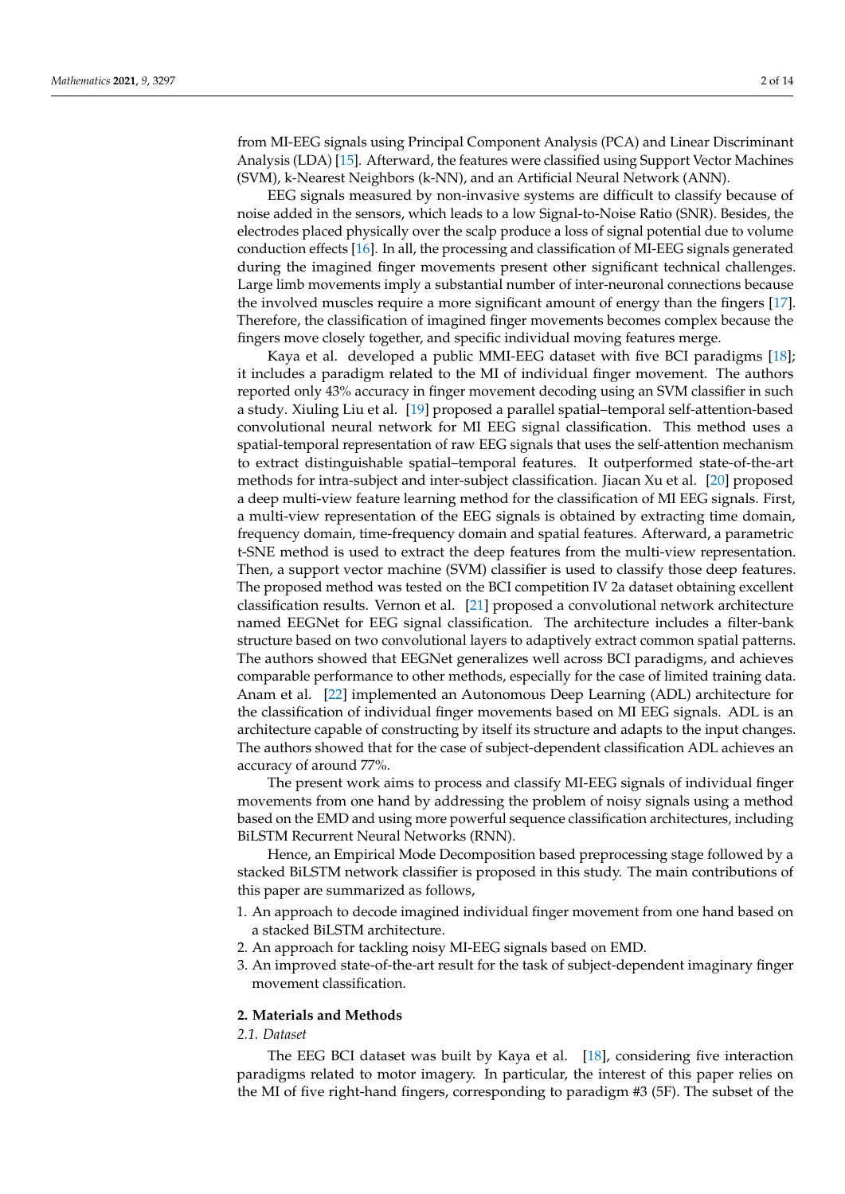from MI-EEG signals using Principal Component Analysis (PCA) and Linear Discriminant Analysis (LDA) [15]. Afterward, the features were classified using Support Vector Machines (SVM), k-Nearest Neighbors (k-NN), and an Artificial Neural Network (ANN).

EEG signals measured by non-invasive systems are difficult to classify because of noise added in the sensors, which leads to a low Signal-to-Noise Ratio (SNR). Besides, the electrodes placed physically over the scalp produce a loss of signal potential due to volume conduction effects [16]. In all, the processing and classification of MI-EEG signals generated during the imagined finger movements present other significant technical challenges. Large limb movements imply a substantial number of inter-neuronal connections because the involved muscles require a more significant amount of energy than the fingers [17]. Therefore, the classification of imagined finger movements becomes complex because the fingers move closely together, and specific individual moving features merge.

Kaya et al. developed a public MMI-EEG dataset with five BCI paradigms [18]; it includes a paradigm related to the MI of individual finger movement. The authors reported only 43% accuracy in finger movement decoding using an SVM classifier in such a study. Xiuling Liu et al. [19] proposed a parallel spatial–temporal self-attention-based convolutional neural network for MI EEG signal classification. This method uses a spatial-temporal representation of raw EEG signals that uses the self-attention mechanism to extract distinguishable spatial–temporal features. It outperformed state-of-the-art methods for intra-subject and inter-subject classification. Jiacan Xu et al. [20] proposed a deep multi-view feature learning method for the classification of MI EEG signals. First, a multi-view representation of the EEG signals is obtained by extracting time domain, frequency domain, time-frequency domain and spatial features. Afterward, a parametric t-SNE method is used to extract the deep features from the multi-view representation. Then, a support vector machine (SVM) classifier is used to classify those deep features. The proposed method was tested on the BCI competition IV 2a dataset obtaining excellent classification results. Vernon et al. [21] proposed a convolutional network architecture named EEGNet for EEG signal classification. The architecture includes a filter-bank structure based on two convolutional layers to adaptively extract common spatial patterns. The authors showed that EEGNet generalizes well across BCI paradigms, and achieves comparable performance to other methods, especially for the case of limited training data. Anam et al. [22] implemented an Autonomous Deep Learning (ADL) architecture for the classification of individual finger movements based on MI EEG signals. ADL is an architecture capable of constructing by itself its structure and adapts to the input changes. The authors showed that for the case of subject-dependent classification ADL achieves an accuracy of around 77%.

The present work aims to process and classify MI-EEG signals of individual finger movements from one hand by addressing the problem of noisy signals using a method based on the EMD and using more powerful sequence classification architectures, including BiLSTM Recurrent Neural Networks (RNN).

Hence, an Empirical Mode Decomposition based preprocessing stage followed by a stacked BiLSTM network classifier is proposed in this study. The main contributions of this paper are summarized as follows,

1. An approach to decode imagined individual finger movement from one hand based on a stacked BiLSTM architecture.
2. An approach for tackling noisy MI-EEG signals based on EMD.
3. An improved state-of-the-art result for the task of subject-dependent imaginary finger movement classification.

## 2. Materials and Methods

### *2.1. Dataset*

The EEG BCI dataset was built by Kaya et al. [18], considering five interaction paradigms related to motor imagery. In particular, the interest of this paper relies on the MI of five right-hand fingers, corresponding to paradigm #3 (5F). The subset of the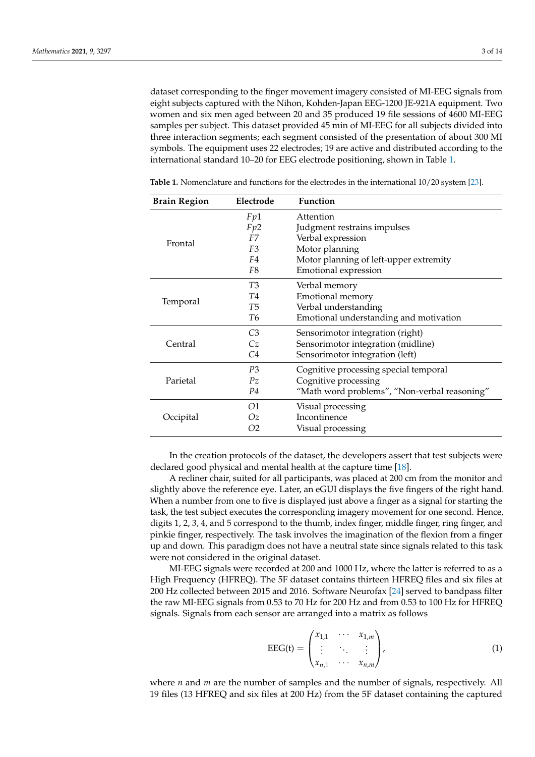dataset corresponding to the finger movement imagery consisted of MI-EEG signals from eight subjects captured with the Nihon, Kohden-Japan EEG-1200 JE-921A equipment. Two women and six men aged between 20 and 35 produced 19 file sessions of 4600 MI-EEG samples per subject. This dataset provided 45 min of MI-EEG for all subjects divided into three interaction segments; each segment consisted of the presentation of about 300 MI symbols. The equipment uses 22 electrodes; 19 are active and distributed according to the international standard 10–20 for EEG electrode positioning, shown in Table 1.

**Table 1.** Nomenclature and functions for the electrodes in the international 10/20 system [23].

| Brain Region | Electrode | Function |
|---|---|---|
| Frontal | $Fp1$ | Attention |
| | $Fp2$ | Judgment restrains impulses |
| | $F7$ | Verbal expression |
| | $F3$ | Motor planning |
| | $F4$ | Motor planning of left-upper extremity |
| | $F8$ | Emotional expression |
| Temporal | $T3$ | Verbal memory |
| | $T4$ | Emotional memory |
| | $T5$ | Verbal understanding |
| | $T6$ | Emotional understanding and motivation |
| Central | $C3$ | Sensorimotor integration (right) |
| | $Cz$ | Sensorimotor integration (midline) |
| | $C4$ | Sensorimotor integration (left) |
| Parietal | $P3$ | Cognitive processing special temporal |
| | $Pz$ | Cognitive processing |
| | $P4$ | "Math word problems", "Non-verbal reasoning" |
| Occipital | $O1$ | Visual processing |
| | $Oz$ | Incontinence |
| | $O2$ | Visual processing |

In the creation protocols of the dataset, the developers assert that test subjects were declared good physical and mental health at the capture time [18].

A recliner chair, suited for all participants, was placed at 200 cm from the monitor and slightly above the reference eye. Later, an eGUI displays the five fingers of the right hand. When a number from one to five is displayed just above a finger as a signal for starting the task, the test subject executes the corresponding imagery movement for one second. Hence, digits 1, 2, 3, 4, and 5 correspond to the thumb, index finger, middle finger, ring finger, and pinkie finger, respectively. The task involves the imagination of the flexion from a finger up and down. This paradigm does not have a neutral state since signals related to this task were not considered in the original dataset.

MI-EEG signals were recorded at 200 and 1000 Hz, where the latter is referred to as a High Frequency (HFREQ). The 5F dataset contains thirteen HFREQ files and six files at 200 Hz collected between 2015 and 2016. Software Neurofax [24] served to bandpass filter the raw MI-EEG signals from 0.53 to 70 Hz for 200 Hz and from 0.53 to 100 Hz for HFREQ signals. Signals from each sensor are arranged into a matrix as follows

$$\mathrm{EEG(t)} = \begin{pmatrix} x_{1,1} & \cdots & x_{1,m} \\ \vdots & \ddots & \vdots \\ x_{n,1} & \cdots & x_{n,m} \end{pmatrix}, \tag{1}$$

where $n$ and $m$ are the number of samples and the number of signals, respectively. All 19 files (13 HFREQ and six files at 200 Hz) from the 5F dataset containing the captured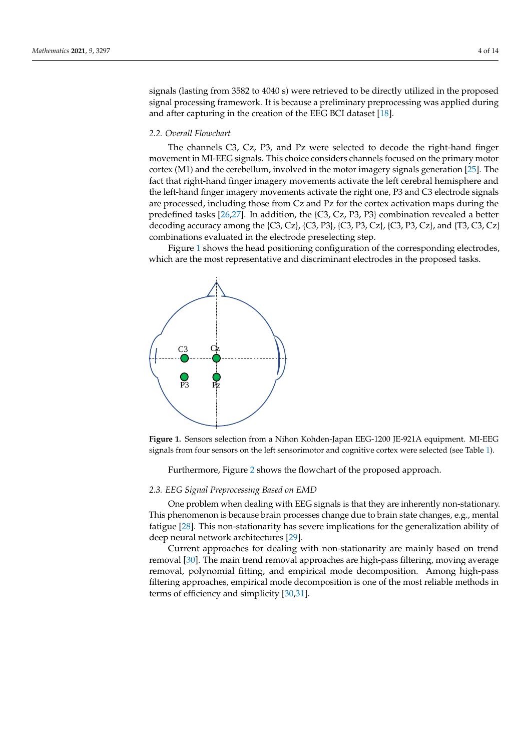signals (lasting from 3582 to 4040 s) were retrieved to be directly utilized in the proposed signal processing framework. It is because a preliminary preprocessing was applied during and after capturing in the creation of the EEG BCI dataset [18].

### 2.2. Overall Flowchart

The channels C3, Cz, P3, and Pz were selected to decode the right-hand finger movement in MI-EEG signals. This choice considers channels focused on the primary motor cortex (M1) and the cerebellum, involved in the motor imagery signals generation [25]. The fact that right-hand finger imagery movements activate the left cerebral hemisphere and the left-hand finger imagery movements activate the right one, P3 and C3 electrode signals are processed, including those from Cz and Pz for the cortex activation maps during the predefined tasks [26,27]. In addition, the {C3, Cz, P3, P3} combination revealed a better decoding accuracy among the {C3, Cz}, {C3, P3}, {C3, P3, Cz}, {C3, P3, Cz}, and {T3, C3, Cz} combinations evaluated in the electrode preselecting step.

Figure 1 shows the head positioning configuration of the corresponding electrodes, which are the most representative and discriminant electrodes in the proposed tasks.

**Figure 1.** Sensors selection from a Nihon Kohden-Japan EEG-1200 JE-921A equipment. MI-EEG signals from four sensors on the left sensorimotor and cognitive cortex were selected (see Table 1).

Furthermore, Figure 2 shows the flowchart of the proposed approach.

### 2.3. EEG Signal Preprocessing Based on EMD

One problem when dealing with EEG signals is that they are inherently non-stationary. This phenomenon is because brain processes change due to brain state changes, e.g., mental fatigue [28]. This non-stationarity has severe implications for the generalization ability of deep neural network architectures [29].

Current approaches for dealing with non-stationarity are mainly based on trend removal [30]. The main trend removal approaches are high-pass filtering, moving average removal, polynomial fitting, and empirical mode decomposition. Among high-pass filtering approaches, empirical mode decomposition is one of the most reliable methods in terms of efficiency and simplicity [30,31].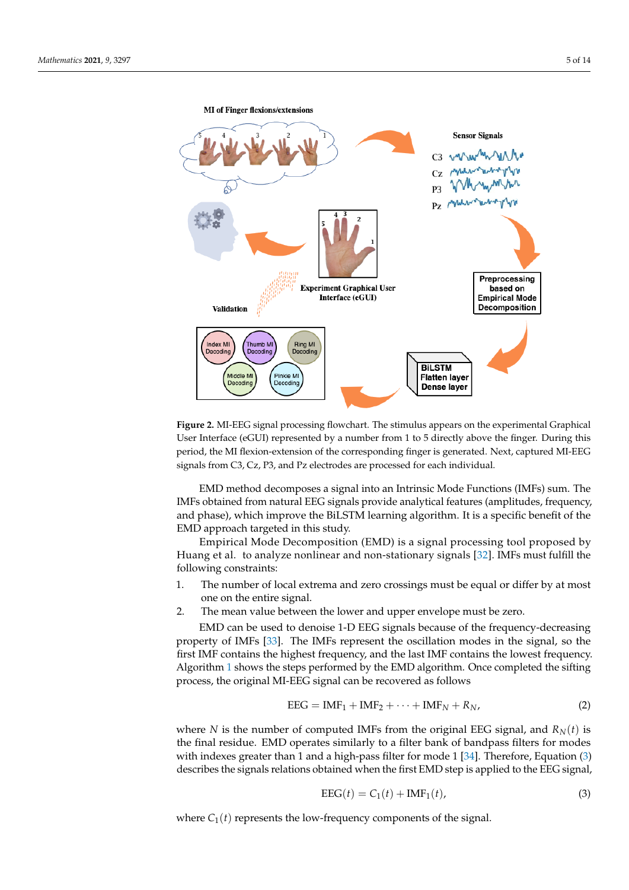**Figure 2.** MI-EEG signal processing flowchart. The stimulus appears on the experimental Graphical User Interface (eGUI) represented by a number from 1 to 5 directly above the finger. During this period, the MI flexion-extension of the corresponding finger is generated. Next, captured MI-EEG signals from C3, Cz, P3, and Pz electrodes are processed for each individual.

EMD method decomposes a signal into an Intrinsic Mode Functions (IMFs) sum. The IMFs obtained from natural EEG signals provide analytical features (amplitudes, frequency, and phase), which improve the BiLSTM learning algorithm. It is a specific benefit of the EMD approach targeted in this study.

Empirical Mode Decomposition (EMD) is a signal processing tool proposed by Huang et al. to analyze nonlinear and non-stationary signals [32]. IMFs must fulfill the following constraints:

1. The number of local extrema and zero crossings must be equal or differ by at most one on the entire signal.
2. The mean value between the lower and upper envelope must be zero.

EMD can be used to denoise 1-D EEG signals because of the frequency-decreasing property of IMFs [33]. The IMFs represent the oscillation modes in the signal, so the first IMF contains the highest frequency, and the last IMF contains the lowest frequency. Algorithm 1 shows the steps performed by the EMD algorithm. Once completed the sifting process, the original MI-EEG signal can be recovered as follows

$$\mathrm{EEG} = \mathrm{IMF}_1 + \mathrm{IMF}_2 + \cdots + \mathrm{IMF}_N + R_N, \tag{2}$$

where $N$ is the number of computed IMFs from the original EEG signal, and $R_N(t)$ is the final residue. EMD operates similarly to a filter bank of bandpass filters for modes with indexes greater than 1 and a high-pass filter for mode 1 [34]. Therefore, Equation (3) describes the signals relations obtained when the first EMD step is applied to the EEG signal,

$$\mathrm{EEG}(t) = C_1(t) + \mathrm{IMF}_1(t), \tag{3}$$

where $C_1(t)$ represents the low-frequency components of the signal.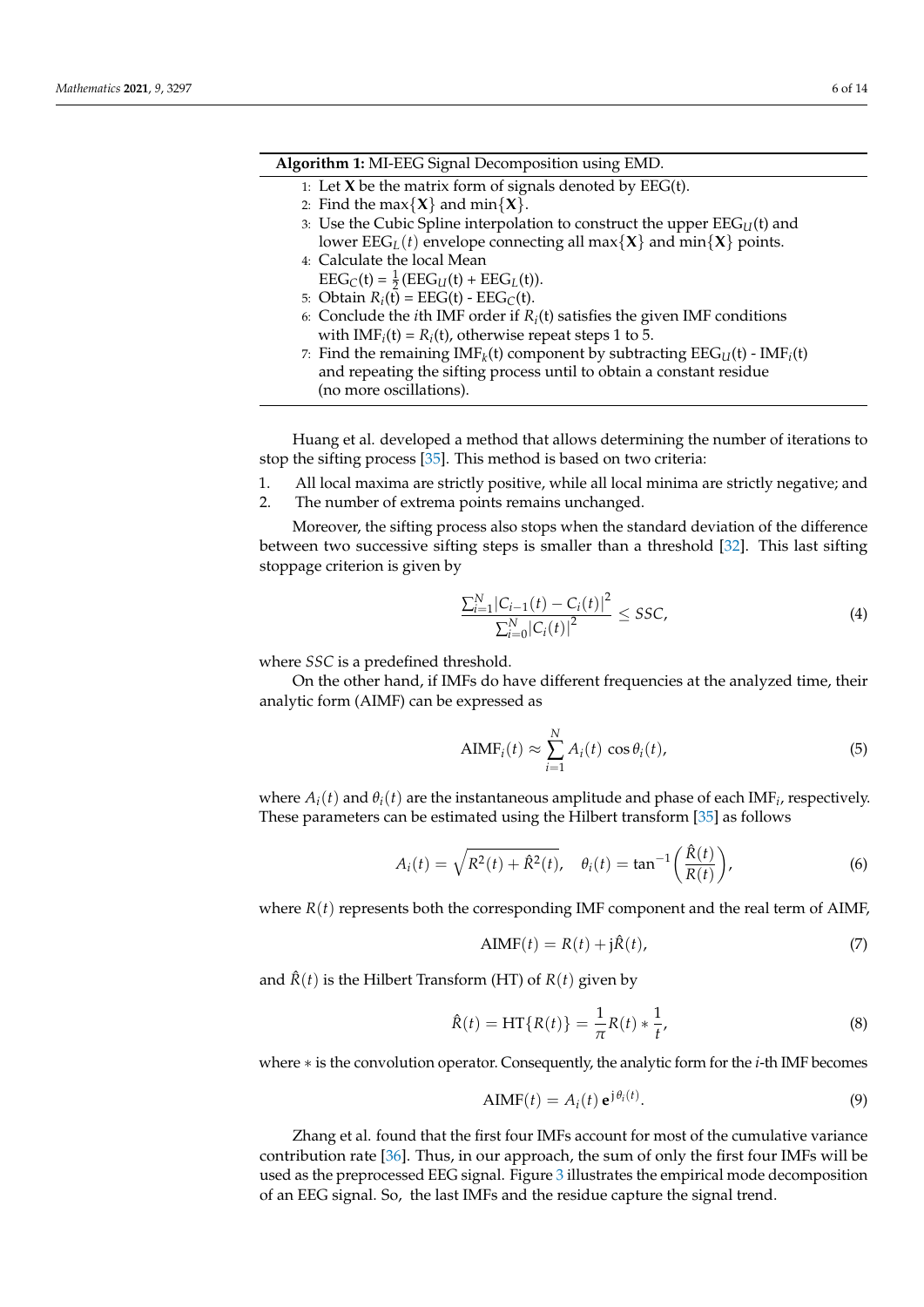**Algorithm 1:** MI-EEG Signal Decomposition using EMD.

1: Let **X** be the matrix form of signals denoted by EEG(t).
2: Find the max{**X**} and min{**X**}.
3: Use the Cubic Spline interpolation to construct the upper $\text{EEG}_U$(t) and lower $\text{EEG}_L(t)$ envelope connecting all max{**X**} and min{**X**} points.
4: Calculate the local Mean $\text{EEG}_C(\text{t}) = \frac{1}{2}(\text{EEG}_U(\text{t}) + \text{EEG}_L(\text{t}))$.
5: Obtain $R_i(\text{t}) = \text{EEG}(\text{t}) - \text{EEG}_C(\text{t})$.
6: Conclude the $i$th IMF order if $R_i$(t) satisfies the given IMF conditions with $\text{IMF}_i(\text{t}) = R_i(\text{t})$, otherwise repeat steps 1 to 5.
7: Find the remaining $\text{IMF}_k$(t) component by subtracting $\text{EEG}_U(\text{t}) - \text{IMF}_i(\text{t})$ and repeating the sifting process until to obtain a constant residue (no more oscillations).

Huang et al. developed a method that allows determining the number of iterations to stop the sifting process [35]. This method is based on two criteria:

1. All local maxima are strictly positive, while all local minima are strictly negative; and
2. The number of extrema points remains unchanged.

Moreover, the sifting process also stops when the standard deviation of the difference between two successive sifting steps is smaller than a threshold [32]. This last sifting stoppage criterion is given by

$$\frac{\sum_{i=1}^{N} |C_{i-1}(t) - C_i(t)|^2}{\sum_{i=0}^{N} |C_i(t)|^2} \leq SSC, \tag{4}$$

where $SSC$ is a predefined threshold.

On the other hand, if IMFs do have different frequencies at the analyzed time, their analytic form (AIMF) can be expressed as

$$\text{AIMF}_i(t) \approx \sum_{i=1}^{N} A_i(t) \cos \theta_i(t), \tag{5}$$

where $A_i(t)$ and $\theta_i(t)$ are the instantaneous amplitude and phase of each $\text{IMF}_i$, respectively. These parameters can be estimated using the Hilbert transform [35] as follows

$$A_i(t) = \sqrt{R^2(t) + \hat{R}^2(t)}, \quad \theta_i(t) = \tan^{-1}\left(\frac{\hat{R}(t)}{R(t)}\right), \tag{6}$$

where $R(t)$ represents both the corresponding IMF component and the real term of AIMF,

$$\text{AIMF}(t) = R(t) + \text{j}\hat{R}(t), \tag{7}$$

and $\hat{R}(t)$ is the Hilbert Transform (HT) of $R(t)$ given by

$$\hat{R}(t) = \text{HT}\{R(t)\} = \frac{1}{\pi} R(t) * \frac{1}{t}, \tag{8}$$

where $*$ is the convolution operator. Consequently, the analytic form for the $i$-th IMF becomes

$$\text{AIMF}(t) = A_i(t)\, \mathbf{e}^{\text{j}\,\theta_i(t)}. \tag{9}$$

Zhang et al. found that the first four IMFs account for most of the cumulative variance contribution rate [36]. Thus, in our approach, the sum of only the first four IMFs will be used as the preprocessed EEG signal. Figure 3 illustrates the empirical mode decomposition of an EEG signal. So, the last IMFs and the residue capture the signal trend.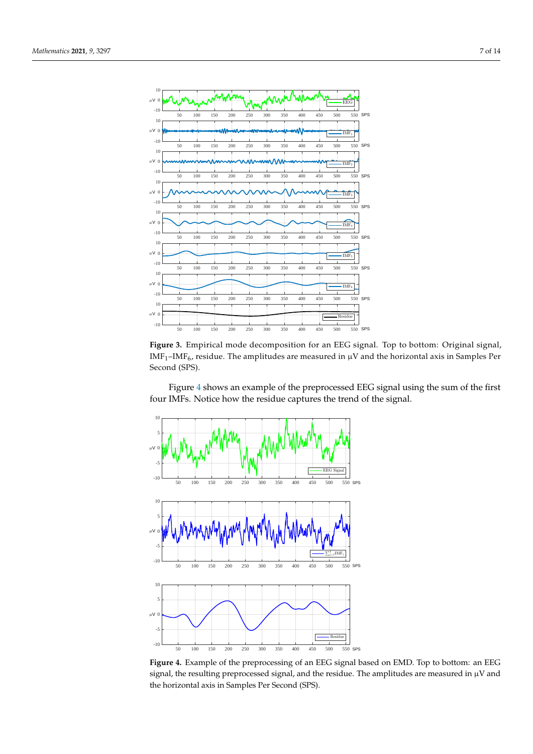**Figure 3.** Empirical mode decomposition for an EEG signal. Top to bottom: Original signal, $\mathrm{IMF}_1$–$\mathrm{IMF}_6$, residue. The amplitudes are measured in µV and the horizontal axis in Samples Per Second (SPS).

Figure 4 shows an example of the preprocessed EEG signal using the sum of the first four IMFs. Notice how the residue captures the trend of the signal.

**Figure 4.** Example of the preprocessing of an EEG signal based on EMD. Top to bottom: an EEG signal, the resulting preprocessed signal, and the residue. The amplitudes are measured in µV and the horizontal axis in Samples Per Second (SPS).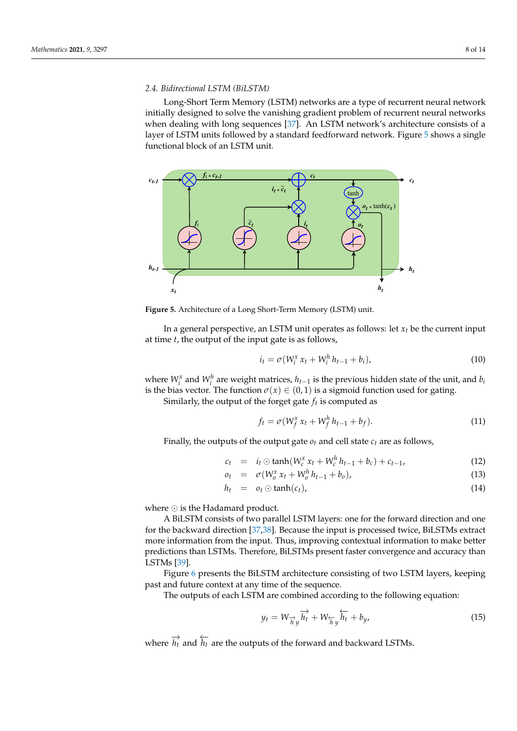### 2.4. Bidirectional LSTM (BiLSTM)

Long-Short Term Memory (LSTM) networks are a type of recurrent neural network initially designed to solve the vanishing gradient problem of recurrent neural networks when dealing with long sequences [37]. An LSTM network's architecture consists of a layer of LSTM units followed by a standard feedforward network. Figure 5 shows a single functional block of an LSTM unit.

**Figure 5.** Architecture of a Long Short-Term Memory (LSTM) unit.

In a general perspective, an LSTM unit operates as follows: let $x_t$ be the current input at time $t$, the output of the input gate is as follows,

$$i_t = \sigma(W_i^x\, x_t + W_i^h\, h_{t-1} + b_i), \tag{10}$$

where $W_i^x$ and $W_i^h$ are weight matrices, $h_{t-1}$ is the previous hidden state of the unit, and $b_i$ is the bias vector. The function $\sigma(x) \in (0,1)$ is a sigmoid function used for gating.

Similarly, the output of the forget gate $f_t$ is computed as

$$f_t = \sigma(W_f^x\, x_t + W_f^h\, h_{t-1} + b_f). \tag{11}$$

Finally, the outputs of the output gate $o_t$ and cell state $c_t$ are as follows,

$$c_t = i_t \odot \tanh(W_c^x\, x_t + W_c^h\, h_{t-1} + b_c) + c_{t-1}, \tag{12}$$

$$o_t = \sigma(W_o^x\, x_t + W_o^h\, h_{t-1} + b_o), \tag{13}$$

$$h_t = o_t \odot \tanh(c_t), \tag{14}$$

where $\odot$ is the Hadamard product.

A BiLSTM consists of two parallel LSTM layers: one for the forward direction and one for the backward direction [37,38]. Because the input is processed twice, BiLSTMs extract more information from the input. Thus, improving contextual information to make better predictions than LSTMs. Therefore, BiLSTMs present faster convergence and accuracy than LSTMs [39].

Figure 6 presents the BiLSTM architecture consisting of two LSTM layers, keeping past and future context at any time of the sequence.

The outputs of each LSTM are combined according to the following equation:

$$y_t = W_{\overrightarrow{h}y}\overrightarrow{h_t} + W_{\overleftarrow{h}y}\overleftarrow{h_t} + b_y, \tag{15}$$

where $\overrightarrow{h_t}$ and $\overleftarrow{h_t}$ are the outputs of the forward and backward LSTMs.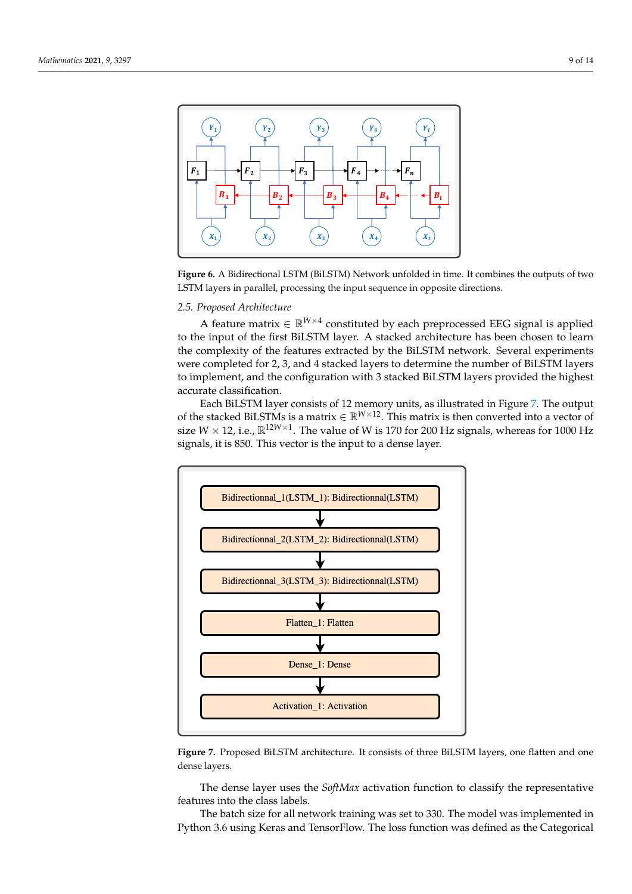Figure 6. A Bidirectional LSTM (BiLSTM) Network unfolded in time. It combines the outputs of two LSTM layers in parallel, processing the input sequence in opposite directions.

### 2.5. Proposed Architecture

A feature matrix $\in \mathbb{R}^{W\times 4}$ constituted by each preprocessed EEG signal is applied to the input of the first BiLSTM layer. A stacked architecture has been chosen to learn the complexity of the features extracted by the BiLSTM network. Several experiments were completed for 2, 3, and 4 stacked layers to determine the number of BiLSTM layers to implement, and the configuration with 3 stacked BiLSTM layers provided the highest accurate classification.

Each BiLSTM layer consists of 12 memory units, as illustrated in Figure 7. The output of the stacked BiLSTMs is a matrix $\in \mathbb{R}^{W\times 12}$. This matrix is then converted into a vector of size $W \times 12$, i.e., $\mathbb{R}^{12W\times 1}$. The value of W is 170 for 200 Hz signals, whereas for 1000 Hz signals, it is 850. This vector is the input to a dense layer.

Figure 7. Proposed BiLSTM architecture. It consists of three BiLSTM layers, one flatten and one dense layers.

The dense layer uses the *SoftMax* activation function to classify the representative features into the class labels.

The batch size for all network training was set to 330. The model was implemented in Python 3.6 using Keras and TensorFlow. The loss function was defined as the Categorical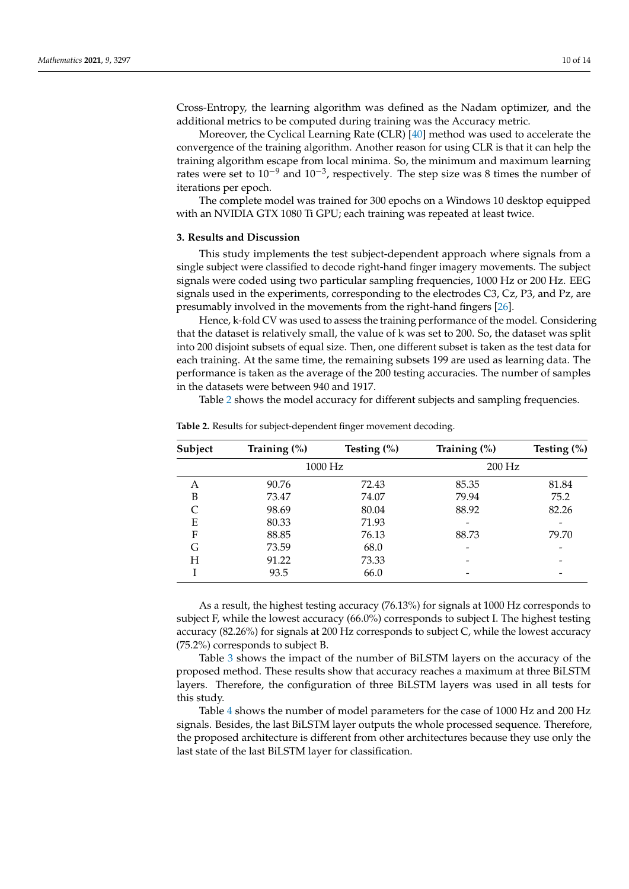Cross-Entropy, the learning algorithm was defined as the Nadam optimizer, and the additional metrics to be computed during training was the Accuracy metric.

Moreover, the Cyclical Learning Rate (CLR) [40] method was used to accelerate the convergence of the training algorithm. Another reason for using CLR is that it can help the training algorithm escape from local minima. So, the minimum and maximum learning rates were set to $10^{-9}$ and $10^{-3}$, respectively. The step size was 8 times the number of iterations per epoch.

The complete model was trained for 300 epochs on a Windows 10 desktop equipped with an NVIDIA GTX 1080 Ti GPU; each training was repeated at least twice.

## 3. Results and Discussion

This study implements the test subject-dependent approach where signals from a single subject were classified to decode right-hand finger imagery movements. The subject signals were coded using two particular sampling frequencies, 1000 Hz or 200 Hz. EEG signals used in the experiments, corresponding to the electrodes C3, Cz, P3, and Pz, are presumably involved in the movements from the right-hand fingers [26].

Hence, k-fold CV was used to assess the training performance of the model. Considering that the dataset is relatively small, the value of k was set to 200. So, the dataset was split into 200 disjoint subsets of equal size. Then, one different subset is taken as the test data for each training. At the same time, the remaining subsets 199 are used as learning data. The performance is taken as the average of the 200 testing accuracies. The number of samples in the datasets were between 940 and 1917.

Table 2 shows the model accuracy for different subjects and sampling frequencies.

**Table 2.** Results for subject-dependent finger movement decoding.

| Subject | Training (%) | Testing (%) | Training (%) | Testing (%) |
|---|---|---|---|---|
| | 1000 Hz | | 200 Hz | |
| A | 90.76 | 72.43 | 85.35 | 81.84 |
| B | 73.47 | 74.07 | 79.94 | 75.2 |
| C | 98.69 | 80.04 | 88.92 | 82.26 |
| E | 80.33 | 71.93 | - | - |
| F | 88.85 | 76.13 | 88.73 | 79.70 |
| G | 73.59 | 68.0 | - | - |
| H | 91.22 | 73.33 | - | - |
| I | 93.5 | 66.0 | - | - |

As a result, the highest testing accuracy (76.13%) for signals at 1000 Hz corresponds to subject F, while the lowest accuracy (66.0%) corresponds to subject I. The highest testing accuracy (82.26%) for signals at 200 Hz corresponds to subject C, while the lowest accuracy (75.2%) corresponds to subject B.

Table 3 shows the impact of the number of BiLSTM layers on the accuracy of the proposed method. These results show that accuracy reaches a maximum at three BiLSTM layers. Therefore, the configuration of three BiLSTM layers was used in all tests for this study.

Table 4 shows the number of model parameters for the case of 1000 Hz and 200 Hz signals. Besides, the last BiLSTM layer outputs the whole processed sequence. Therefore, the proposed architecture is different from other architectures because they use only the last state of the last BiLSTM layer for classification.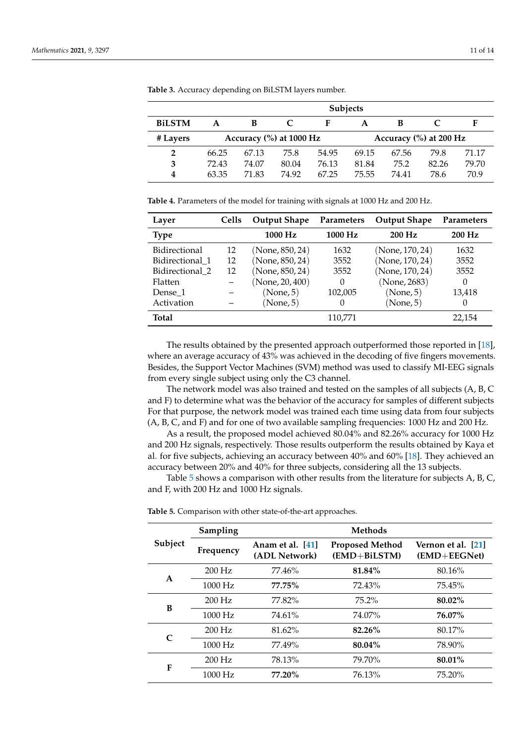**Table 3.** Accuracy depending on BiLSTM layers number.

| | Subjects | | | | | | | |
|---|---|---|---|---|---|---|---|---|
| **BiLSTM** | **A** | **B** | **C** | **F** | **A** | **B** | **C** | **F** |
| **# Layers** | **Accuracy (%) at 1000 Hz** | | | | **Accuracy (%) at 200 Hz** | | | |
| **2** | 66.25 | 67.13 | 75.8 | 54.95 | 69.15 | 67.56 | 79.8 | 71.17 |
| **3** | 72.43 | 74.07 | 80.04 | 76.13 | 81.84 | 75.2 | 82.26 | 79.70 |
| **4** | 63.35 | 71.83 | 74.92 | 67.25 | 75.55 | 74.41 | 78.6 | 70.9 |

**Table 4.** Parameters of the model for training with signals at 1000 Hz and 200 Hz.

| Layer | Cells | Output Shape | Parameters | Output Shape | Parameters |
|---|---|---|---|---|---|
| **Type** | | **1000 Hz** | **1000 Hz** | **200 Hz** | **200 Hz** |
| Bidirectional | 12 | (None, 850, 24) | 1632 | (None, 170, 24) | 1632 |
| Bidirectional_1 | 12 | (None, 850, 24) | 3552 | (None, 170, 24) | 3552 |
| Bidirectional_2 | 12 | (None, 850, 24) | 3552 | (None, 170, 24) | 3552 |
| Flatten | – | (None, 20, 400) | 0 | (None, 2683) | 0 |
| Dense_1 | – | (None, 5) | 102,005 | (None, 5) | 13,418 |
| Activation | – | (None, 5) | 0 | (None, 5) | 0 |
| **Total** | | | 110,771 | | 22,154 |

The results obtained by the presented approach outperformed those reported in [18], where an average accuracy of 43% was achieved in the decoding of five fingers movements. Besides, the Support Vector Machines (SVM) method was used to classify MI-EEG signals from every single subject using only the C3 channel.

The network model was also trained and tested on the samples of all subjects (A, B, C and F) to determine what was the behavior of the accuracy for samples of different subjects For that purpose, the network model was trained each time using data from four subjects (A, B, C, and F) and for one of two available sampling frequencies: 1000 Hz and 200 Hz.

As a result, the proposed model achieved 80.04% and 82.26% accuracy for 1000 Hz and 200 Hz signals, respectively. Those results outperform the results obtained by Kaya et al. for five subjects, achieving an accuracy between 40% and 60% [18]. They achieved an accuracy between 20% and 40% for three subjects, considering all the 13 subjects.

Table 5 shows a comparison with other results from the literature for subjects A, B, C, and F, with 200 Hz and 1000 Hz signals.

**Table 5.** Comparison with other state-of-the-art approaches.

| Subject | Sampling | Methods | | |
|---|---|---|---|---|
| | Frequency | Anam et al. [41] (ADL Network) | Proposed Method (EMD+BiLSTM) | Vernon et al. [21] (EMD+EEGNet) |
| **A** | 200 Hz | 77.46% | **81.84%** | 80.16% |
| | 1000 Hz | **77.75%** | 72.43% | 75.45% |
| **B** | 200 Hz | 77.82% | 75.2% | **80.02%** |
| | 1000 Hz | 74.61% | 74.07% | **76.07%** |
| **C** | 200 Hz | 81.62% | **82.26%** | 80.17% |
| | 1000 Hz | 77.49% | **80.04%** | 78.90% |
| **F** | 200 Hz | 78.13% | 79.70% | **80.01%** |
| | 1000 Hz | **77.20%** | 76.13% | 75.20% |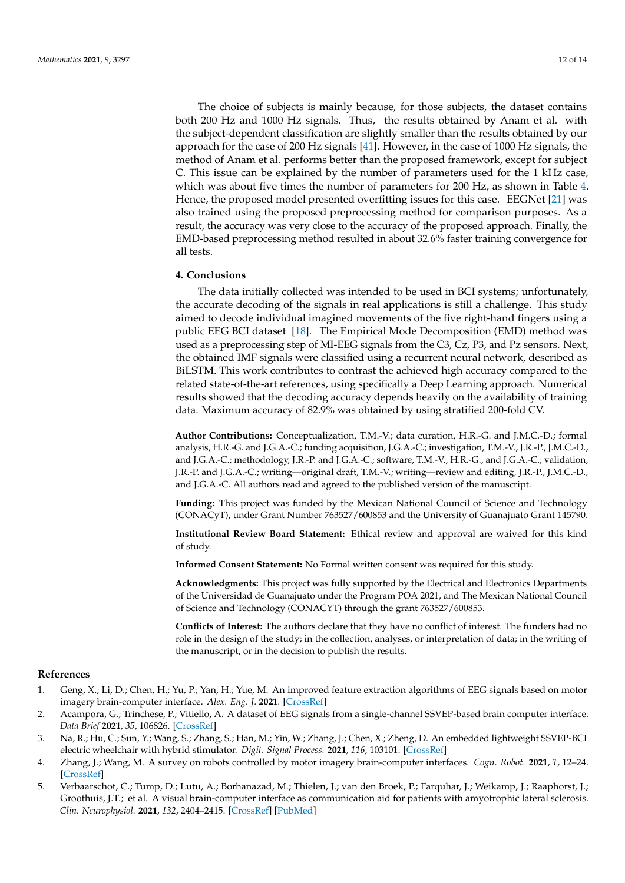The choice of subjects is mainly because, for those subjects, the dataset contains both 200 Hz and 1000 Hz signals. Thus, the results obtained by Anam et al. with the subject-dependent classification are slightly smaller than the results obtained by our approach for the case of 200 Hz signals [41]. However, in the case of 1000 Hz signals, the method of Anam et al. performs better than the proposed framework, except for subject C. This issue can be explained by the number of parameters used for the 1 kHz case, which was about five times the number of parameters for 200 Hz, as shown in Table 4. Hence, the proposed model presented overfitting issues for this case. EEGNet [21] was also trained using the proposed preprocessing method for comparison purposes. As a result, the accuracy was very close to the accuracy of the proposed approach. Finally, the EMD-based preprocessing method resulted in about 32.6% faster training convergence for all tests.

## 4. Conclusions

The data initially collected was intended to be used in BCI systems; unfortunately, the accurate decoding of the signals in real applications is still a challenge. This study aimed to decode individual imagined movements of the five right-hand fingers using a public EEG BCI dataset [18]. The Empirical Mode Decomposition (EMD) method was used as a preprocessing step of MI-EEG signals from the C3, Cz, P3, and Pz sensors. Next, the obtained IMF signals were classified using a recurrent neural network, described as BiLSTM. This work contributes to contrast the achieved high accuracy compared to the related state-of-the-art references, using specifically a Deep Learning approach. Numerical results showed that the decoding accuracy depends heavily on the availability of training data. Maximum accuracy of 82.9% was obtained by using stratified 200-fold CV.

**Author Contributions:** Conceptualization, T.M.-V.; data curation, H.R.-G. and J.M.C.-D.; formal analysis, H.R.-G. and J.G.A.-C.; funding acquisition, J.G.A.-C.; investigation, T.M.-V., J.R.-P., J.M.C.-D., and J.G.A.-C.; methodology, J.R.-P. and J.G.A.-C.; software, T.M.-V., H.R.-G., and J.G.A.-C.; validation, J.R.-P. and J.G.A.-C.; writing—original draft, T.M.-V.; writing—review and editing, J.R.-P., J.M.C.-D., and J.G.A.-C. All authors read and agreed to the published version of the manuscript.

**Funding:** This project was funded by the Mexican National Council of Science and Technology (CONACyT), under Grant Number 763527/600853 and the University of Guanajuato Grant 145790.

**Institutional Review Board Statement:** Ethical review and approval are waived for this kind of study.

**Informed Consent Statement:** No Formal written consent was required for this study.

**Acknowledgments:** This project was fully supported by the Electrical and Electronics Departments of the Universidad de Guanajuato under the Program POA 2021, and The Mexican National Council of Science and Technology (CONACYT) through the grant 763527/600853.

**Conflicts of Interest:** The authors declare that they have no conflict of interest. The funders had no role in the design of the study; in the collection, analyses, or interpretation of data; in the writing of the manuscript, or in the decision to publish the results.

## References

1. Geng, X.; Li, D.; Chen, H.; Yu, P.; Yan, H.; Yue, M. An improved feature extraction algorithms of EEG signals based on motor imagery brain-computer interface. *Alex. Eng. J.* **2021**. [CrossRef]
2. Acampora, G.; Trinchese, P.; Vitiello, A. A dataset of EEG signals from a single-channel SSVEP-based brain computer interface. *Data Brief* **2021**, *35*, 106826. [CrossRef]
3. Na, R.; Hu, C.; Sun, Y.; Wang, S.; Zhang, S.; Han, M.; Yin, W.; Zhang, J.; Chen, X.; Zheng, D. An embedded lightweight SSVEP-BCI electric wheelchair with hybrid stimulator. *Digit. Signal Process.* **2021**, *116*, 103101. [CrossRef]
4. Zhang, J.; Wang, M. A survey on robots controlled by motor imagery brain-computer interfaces. *Cogn. Robot.* **2021**, *1*, 12–24. [CrossRef]
5. Verbaarschot, C.; Tump, D.; Lutu, A.; Borhanazad, M.; Thielen, J.; van den Broek, P.; Farquhar, J.; Weikamp, J.; Raaphorst, J.; Groothuis, J.T.; et al. A visual brain-computer interface as communication aid for patients with amyotrophic lateral sclerosis. *Clin. Neurophysiol.* **2021**, *132*, 2404–2415. [CrossRef] [PubMed]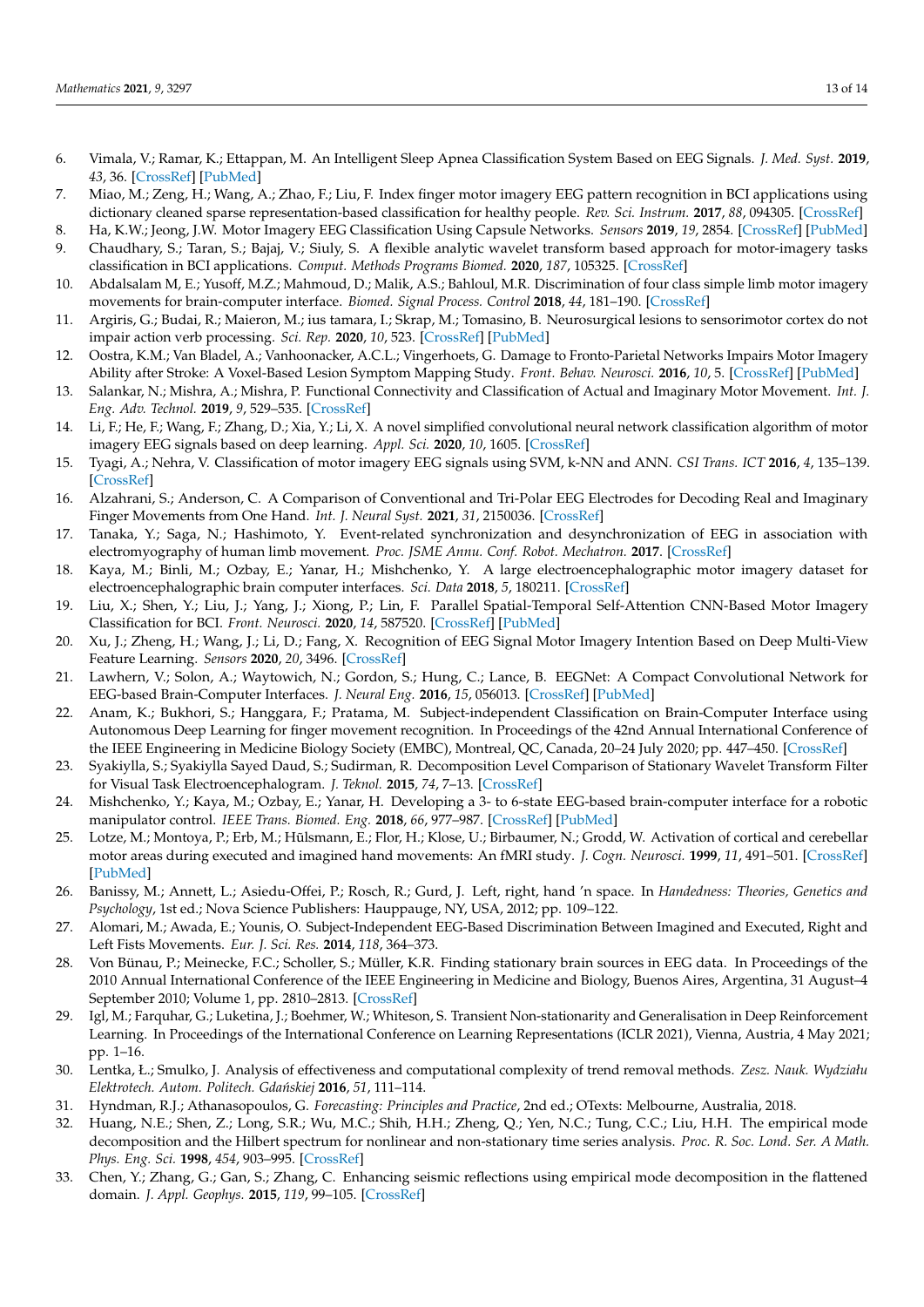6. Vimala, V.; Ramar, K.; Ettappan, M. An Intelligent Sleep Apnea Classification System Based on EEG Signals. *J. Med. Syst.* **2019**, *43*, 36. [CrossRef] [PubMed]
7. Miao, M.; Zeng, H.; Wang, A.; Zhao, F.; Liu, F. Index finger motor imagery EEG pattern recognition in BCI applications using dictionary cleaned sparse representation-based classification for healthy people. *Rev. Sci. Instrum.* **2017**, *88*, 094305. [CrossRef]
8. Ha, K.W.; Jeong, J.W. Motor Imagery EEG Classification Using Capsule Networks. *Sensors* **2019**, *19*, 2854. [CrossRef] [PubMed]
9. Chaudhary, S.; Taran, S.; Bajaj, V.; Siuly, S. A flexible analytic wavelet transform based approach for motor-imagery tasks classification in BCI applications. *Comput. Methods Programs Biomed.* **2020**, *187*, 105325. [CrossRef]
10. Abdalsalam M, E.; Yusoff, M.Z.; Mahmoud, D.; Malik, A.S.; Bahloul, M.R. Discrimination of four class simple limb motor imagery movements for brain-computer interface. *Biomed. Signal Process. Control* **2018**, *44*, 181–190. [CrossRef]
11. Argiris, G.; Budai, R.; Maieron, M.; ius tamara, I.; Skrap, M.; Tomasino, B. Neurosurgical lesions to sensorimotor cortex do not impair action verb processing. *Sci. Rep.* **2020**, *10*, 523. [CrossRef] [PubMed]
12. Oostra, K.M.; Van Bladel, A.; Vanhoonacker, A.C.L.; Vingerhoets, G. Damage to Fronto-Parietal Networks Impairs Motor Imagery Ability after Stroke: A Voxel-Based Lesion Symptom Mapping Study. *Front. Behav. Neurosci.* **2016**, *10*, 5. [CrossRef] [PubMed]
13. Salankar, N.; Mishra, A.; Mishra, P. Functional Connectivity and Classification of Actual and Imaginary Motor Movement. *Int. J. Eng. Adv. Technol.* **2019**, *9*, 529–535. [CrossRef]
14. Li, F.; He, F.; Wang, F.; Zhang, D.; Xia, Y.; Li, X. A novel simplified convolutional neural network classification algorithm of motor imagery EEG signals based on deep learning. *Appl. Sci.* **2020**, *10*, 1605. [CrossRef]
15. Tyagi, A.; Nehra, V. Classification of motor imagery EEG signals using SVM, k-NN and ANN. *CSI Trans. ICT* **2016**, *4*, 135–139. [CrossRef]
16. Alzahrani, S.; Anderson, C. A Comparison of Conventional and Tri-Polar EEG Electrodes for Decoding Real and Imaginary Finger Movements from One Hand. *Int. J. Neural Syst.* **2021**, *31*, 2150036. [CrossRef]
17. Tanaka, Y.; Saga, N.; Hashimoto, Y. Event-related synchronization and desynchronization of EEG in association with electromyography of human limb movement. *Proc. JSME Annu. Conf. Robot. Mechatron.* **2017**. [CrossRef]
18. Kaya, M.; Binli, M.; Ozbay, E.; Yanar, H.; Mishchenko, Y. A large electroencephalographic motor imagery dataset for electroencephalographic brain computer interfaces. *Sci. Data* **2018**, *5*, 180211. [CrossRef]
19. Liu, X.; Shen, Y.; Liu, J.; Yang, J.; Xiong, P.; Lin, F. Parallel Spatial-Temporal Self-Attention CNN-Based Motor Imagery Classification for BCI. *Front. Neurosci.* **2020**, *14*, 587520. [CrossRef] [PubMed]
20. Xu, J.; Zheng, H.; Wang, J.; Li, D.; Fang, X. Recognition of EEG Signal Motor Imagery Intention Based on Deep Multi-View Feature Learning. *Sensors* **2020**, *20*, 3496. [CrossRef]
21. Lawhern, V.; Solon, A.; Waytowich, N.; Gordon, S.; Hung, C.; Lance, B. EEGNet: A Compact Convolutional Network for EEG-based Brain-Computer Interfaces. *J. Neural Eng.* **2016**, *15*, 056013. [CrossRef] [PubMed]
22. Anam, K.; Bukhori, S.; Hanggara, F.; Pratama, M. Subject-independent Classification on Brain-Computer Interface using Autonomous Deep Learning for finger movement recognition. In Proceedings of the 42nd Annual International Conference of the IEEE Engineering in Medicine Biology Society (EMBC), Montreal, QC, Canada, 20–24 July 2020; pp. 447–450. [CrossRef]
23. Syakiylla, S.; Syakiylla Sayed Daud, S.; Sudirman, R. Decomposition Level Comparison of Stationary Wavelet Transform Filter for Visual Task Electroencephalogram. *J. Teknol.* **2015**, *74*, 7–13. [CrossRef]
24. Mishchenko, Y.; Kaya, M.; Ozbay, E.; Yanar, H. Developing a 3- to 6-state EEG-based brain-computer interface for a robotic manipulator control. *IEEE Trans. Biomed. Eng.* **2018**, *66*, 977–987. [CrossRef] [PubMed]
25. Lotze, M.; Montoya, P.; Erb, M.; Hūlsmann, E.; Flor, H.; Klose, U.; Birbaumer, N.; Grodd, W. Activation of cortical and cerebellar motor areas during executed and imagined hand movements: An fMRI study. *J. Cogn. Neurosci.* **1999**, *11*, 491–501. [CrossRef] [PubMed]
26. Banissy, M.; Annett, L.; Asiedu-Offei, P.; Rosch, R.; Gurd, J. Left, right, hand 'n space. In *Handedness: Theories, Genetics and Psychology*, 1st ed.; Nova Science Publishers: Hauppauge, NY, USA, 2012; pp. 109–122.
27. Alomari, M.; Awada, E.; Younis, O. Subject-Independent EEG-Based Discrimination Between Imagined and Executed, Right and Left Fists Movements. *Eur. J. Sci. Res.* **2014**, *118*, 364–373.
28. Von Bünau, P.; Meinecke, F.C.; Scholler, S.; Müller, K.R. Finding stationary brain sources in EEG data. In Proceedings of the 2010 Annual International Conference of the IEEE Engineering in Medicine and Biology, Buenos Aires, Argentina, 31 August–4 September 2010; Volume 1, pp. 2810–2813. [CrossRef]
29. Igl, M.; Farquhar, G.; Luketina, J.; Boehmer, W.; Whiteson, S. Transient Non-stationarity and Generalisation in Deep Reinforcement Learning. In Proceedings of the International Conference on Learning Representations (ICLR 2021), Vienna, Austria, 4 May 2021; pp. 1–16.
30. Lentka, Ł.; Smulko, J. Analysis of effectiveness and computational complexity of trend removal methods. *Zesz. Nauk. Wydziału Elektrotech. Autom. Politech. Gdańskiej* **2016**, *51*, 111–114.
31. Hyndman, R.J.; Athanasopoulos, G. *Forecasting: Principles and Practice*, 2nd ed.; OTexts: Melbourne, Australia, 2018.
32. Huang, N.E.; Shen, Z.; Long, S.R.; Wu, M.C.; Shih, H.H.; Zheng, Q.; Yen, N.C.; Tung, C.C.; Liu, H.H. The empirical mode decomposition and the Hilbert spectrum for nonlinear and non-stationary time series analysis. *Proc. R. Soc. Lond. Ser. A Math. Phys. Eng. Sci.* **1998**, *454*, 903–995. [CrossRef]
33. Chen, Y.; Zhang, G.; Gan, S.; Zhang, C. Enhancing seismic reflections using empirical mode decomposition in the flattened domain. *J. Appl. Geophys.* **2015**, *119*, 99–105. [CrossRef]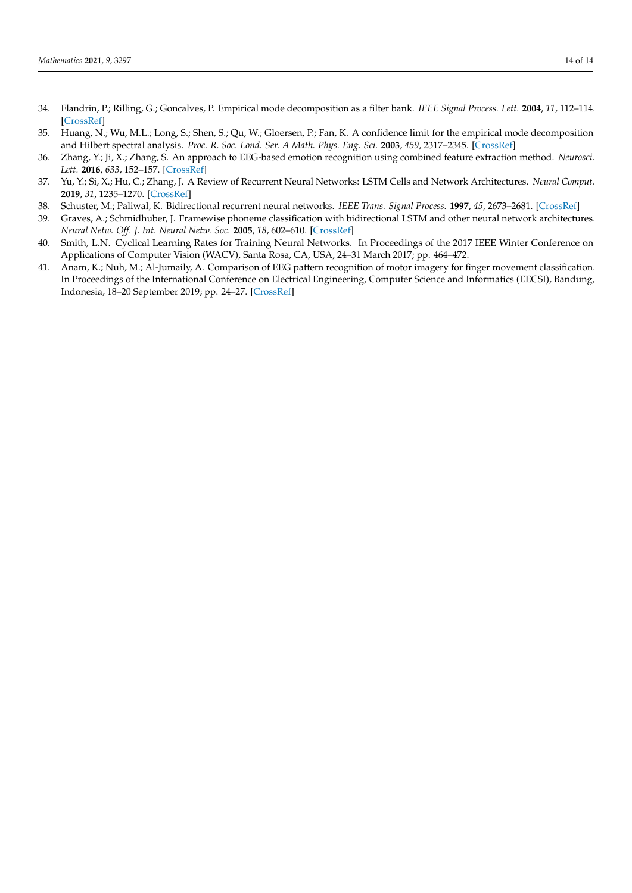34. Flandrin, P.; Rilling, G.; Goncalves, P. Empirical mode decomposition as a filter bank. *IEEE Signal Process. Lett.* **2004**, *11*, 112–114. [CrossRef]
35. Huang, N.; Wu, M.L.; Long, S.; Shen, S.; Qu, W.; Gloersen, P.; Fan, K. A confidence limit for the empirical mode decomposition and Hilbert spectral analysis. *Proc. R. Soc. Lond. Ser. A Math. Phys. Eng. Sci.* **2003**, *459*, 2317–2345. [CrossRef]
36. Zhang, Y.; Ji, X.; Zhang, S. An approach to EEG-based emotion recognition using combined feature extraction method. *Neurosci. Lett.* **2016**, *633*, 152–157. [CrossRef]
37. Yu, Y.; Si, X.; Hu, C.; Zhang, J. A Review of Recurrent Neural Networks: LSTM Cells and Network Architectures. *Neural Comput.* **2019**, *31*, 1235–1270. [CrossRef]
38. Schuster, M.; Paliwal, K. Bidirectional recurrent neural networks. *IEEE Trans. Signal Process.* **1997**, *45*, 2673–2681. [CrossRef]
39. Graves, A.; Schmidhuber, J. Framewise phoneme classification with bidirectional LSTM and other neural network architectures. *Neural Netw. Off. J. Int. Neural Netw. Soc.* **2005**, *18*, 602–610. [CrossRef]
40. Smith, L.N. Cyclical Learning Rates for Training Neural Networks. In Proceedings of the 2017 IEEE Winter Conference on Applications of Computer Vision (WACV), Santa Rosa, CA, USA, 24–31 March 2017; pp. 464–472.
41. Anam, K.; Nuh, M.; Al-Jumaily, A. Comparison of EEG pattern recognition of motor imagery for finger movement classification. In Proceedings of the International Conference on Electrical Engineering, Computer Science and Informatics (EECSI), Bandung, Indonesia, 18–20 September 2019; pp. 24–27. [CrossRef]